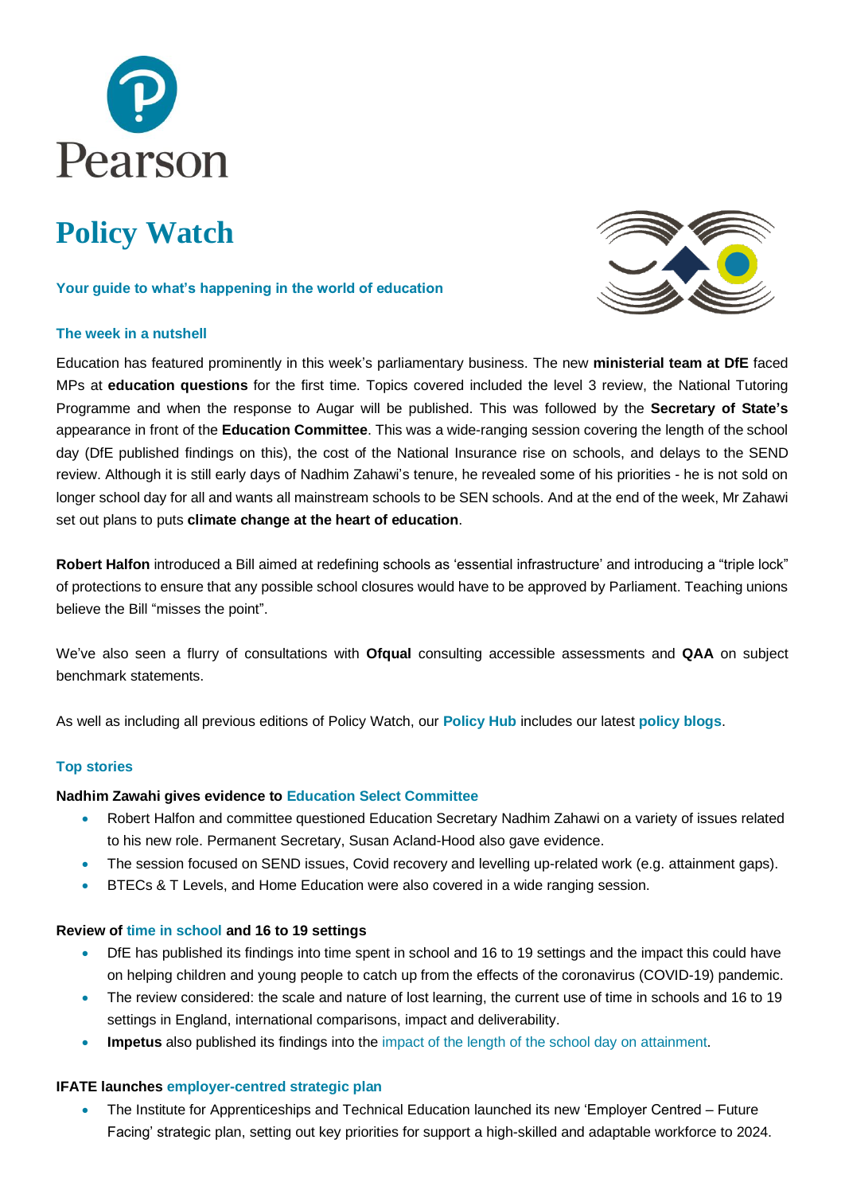# Policy Watch

**Your guide to what's happening in the world of education**

## The week in a nutshell

Education has featured prominently in this week's parliamentary business. The new **ministerial team at DfE** faced MPs at **education questions** for the first time. Topics covered included the level 3 review, the National Tutoring Programme and when the response to Augar will be published. This was followed by the **Secretary of State's** appearance in front of the **Education Committee**. This was a wide-ranging session covering the length of the school day (DfE published findings on this), the cost of the National Insurance rise on schools, and delays to the SEND review. Although it is still early days of Nadhim Zahawi's tenure, he revealed some of his priorities - he is not sold on longer school day for all and wants all mainstream schools to be SEN schools. And at the end of the week, Mr Zahawi set out plans to puts **climate change at the heart of education**.

**Robert Halfon** introduced a Bill aimed at redefining schools as 'essential infrastructure' and introducing a "triple lock" of protections to ensure that any possible school closures would have to be approved by Parliament. Teaching unions believe the Bill "misses the point".

We've also seen a flurry of consultations with **Ofqual** consulting accessible assessments and **QAA** on subject benchmark statements.

As well as including all previous editions of Policy Watch, our **Policy Hub** includes our latest **policy blogs**.

## Top stories

### Nadhim Zawahi gives evidence to Education Select Committee

- Robert Halfon and committee questioned Education Secretary Nadhim Zahawi on a variety of issues related to his new role. Permanent Secretary, Susan Acland-Hood also gave evidence.
- The session focused on SEND issues, Covid recovery and levelling up-related work (e.g. attainment gaps).
- BTECs & T Levels, and Home Education were also covered in a wide ranging session.

### Review of time in school and 16 to 19 settings

- DfE has published its findings into time spent in school and 16 to 19 settings and the impact this could have on helping children and young people to catch up from the effects of the coronavirus (COVID-19) pandemic.
- The review considered: the scale and nature of lost learning, the current use of time in schools and 16 to 19 settings in England, international comparisons, impact and deliverability.
- **Impetus** also published its findings into the impact of the length of the school day on attainment.

### IFATE launches employer-centred strategic plan

- The Institute for Apprenticeships and Technical Education launched its new 'Employer Centred – Future Facing' strategic plan, setting out key priorities for support a high-skilled and adaptable workforce to 2024.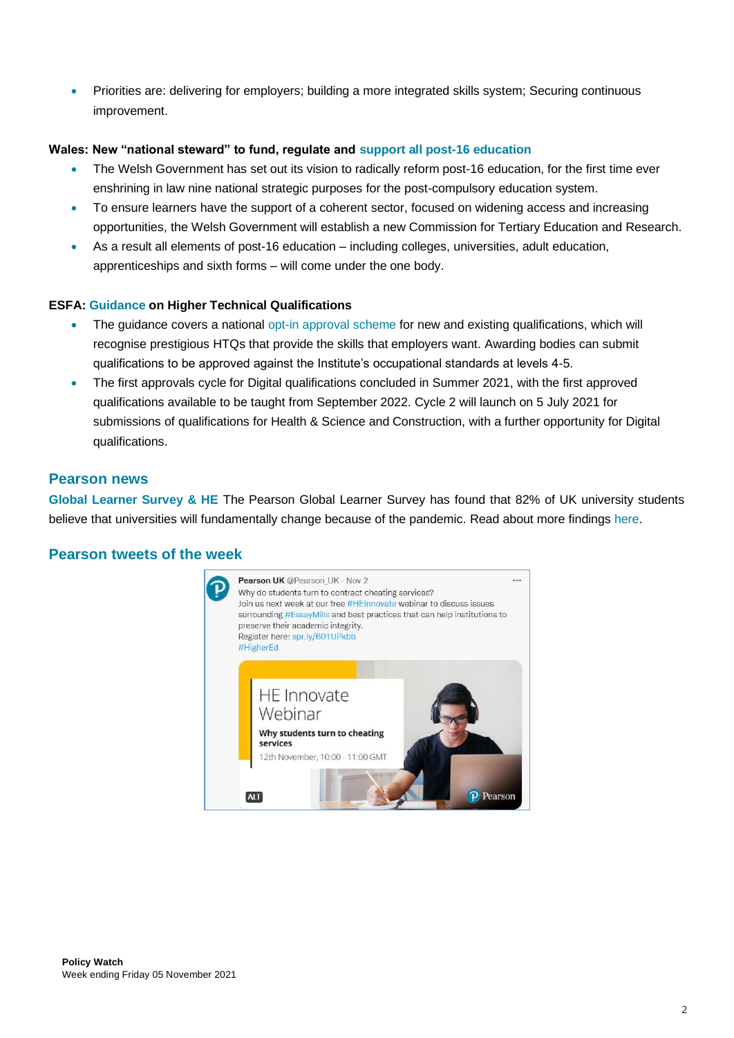- Priorities are: delivering for employers; building a more integrated skills system; Securing continuous improvement.

**Wales: New "national steward" to fund, regulate and support all post-16 education**

- The Welsh Government has set out its vision to radically reform post-16 education, for the first time ever enshrining in law nine national strategic purposes for the post-compulsory education system.
- To ensure learners have the support of a coherent sector, focused on widening access and increasing opportunities, the Welsh Government will establish a new Commission for Tertiary Education and Research.
- As a result all elements of post-16 education – including colleges, universities, adult education, apprenticeships and sixth forms – will come under the one body.

**ESFA: Guidance on Higher Technical Qualifications**

- The guidance covers a national opt-in approval scheme for new and existing qualifications, which will recognise prestigious HTQs that provide the skills that employers want. Awarding bodies can submit qualifications to be approved against the Institute's occupational standards at levels 4-5.
- The first approvals cycle for Digital qualifications concluded in Summer 2021, with the first approved qualifications available to be taught from September 2022. Cycle 2 will launch on 5 July 2021 for submissions of qualifications for Health & Science and Construction, with a further opportunity for Digital qualifications.

## Pearson news

**Global Learner Survey & HE** The Pearson Global Learner Survey has found that 82% of UK university students believe that universities will fundamentally change because of the pandemic. Read about more findings here.

## Pearson tweets of the week

Pearson UK @Pearson_UK · Nov 2
Why do students turn to contract cheating services?
Join us next week at our free #HEInnovate webinar to discuss issues surrounding #EssayMills and best practices that can help institutions to preserve their academic integrity.
Register here: spr.ly/6011JPkbb
#HigherEd

HE Innovate Webinar
Why students turn to cheating services
12th November, 10:00 - 11:00 GMT

**Policy Watch**
Week ending Friday 05 November 2021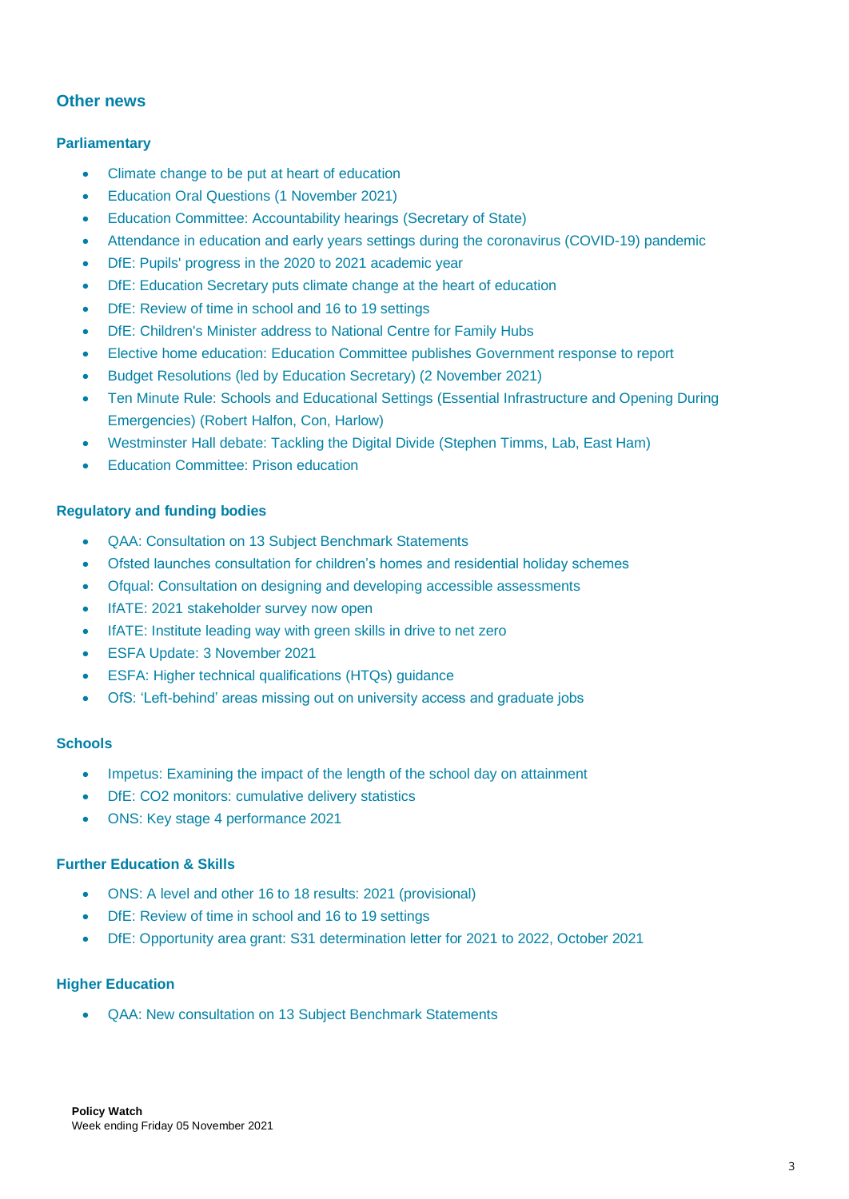## Other news

### Parliamentary

- Climate change to be put at heart of education
- Education Oral Questions (1 November 2021)
- Education Committee: Accountability hearings (Secretary of State)
- Attendance in education and early years settings during the coronavirus (COVID-19) pandemic
- DfE: Pupils' progress in the 2020 to 2021 academic year
- DfE: Education Secretary puts climate change at the heart of education
- DfE: Review of time in school and 16 to 19 settings
- DfE: Children's Minister address to National Centre for Family Hubs
- Elective home education: Education Committee publishes Government response to report
- Budget Resolutions (led by Education Secretary) (2 November 2021)
- Ten Minute Rule: Schools and Educational Settings (Essential Infrastructure and Opening During Emergencies) (Robert Halfon, Con, Harlow)
- Westminster Hall debate: Tackling the Digital Divide (Stephen Timms, Lab, East Ham)
- Education Committee: Prison education

### Regulatory and funding bodies

- QAA: Consultation on 13 Subject Benchmark Statements
- Ofsted launches consultation for children's homes and residential holiday schemes
- Ofqual: Consultation on designing and developing accessible assessments
- IfATE: 2021 stakeholder survey now open
- IfATE: Institute leading way with green skills in drive to net zero
- ESFA Update: 3 November 2021
- ESFA: Higher technical qualifications (HTQs) guidance
- OfS: 'Left-behind' areas missing out on university access and graduate jobs

### Schools

- Impetus: Examining the impact of the length of the school day on attainment
- DfE: CO2 monitors: cumulative delivery statistics
- ONS: Key stage 4 performance 2021

### Further Education & Skills

- ONS: A level and other 16 to 18 results: 2021 (provisional)
- DfE: Review of time in school and 16 to 19 settings
- DfE: Opportunity area grant: S31 determination letter for 2021 to 2022, October 2021

### Higher Education

- QAA: New consultation on 13 Subject Benchmark Statements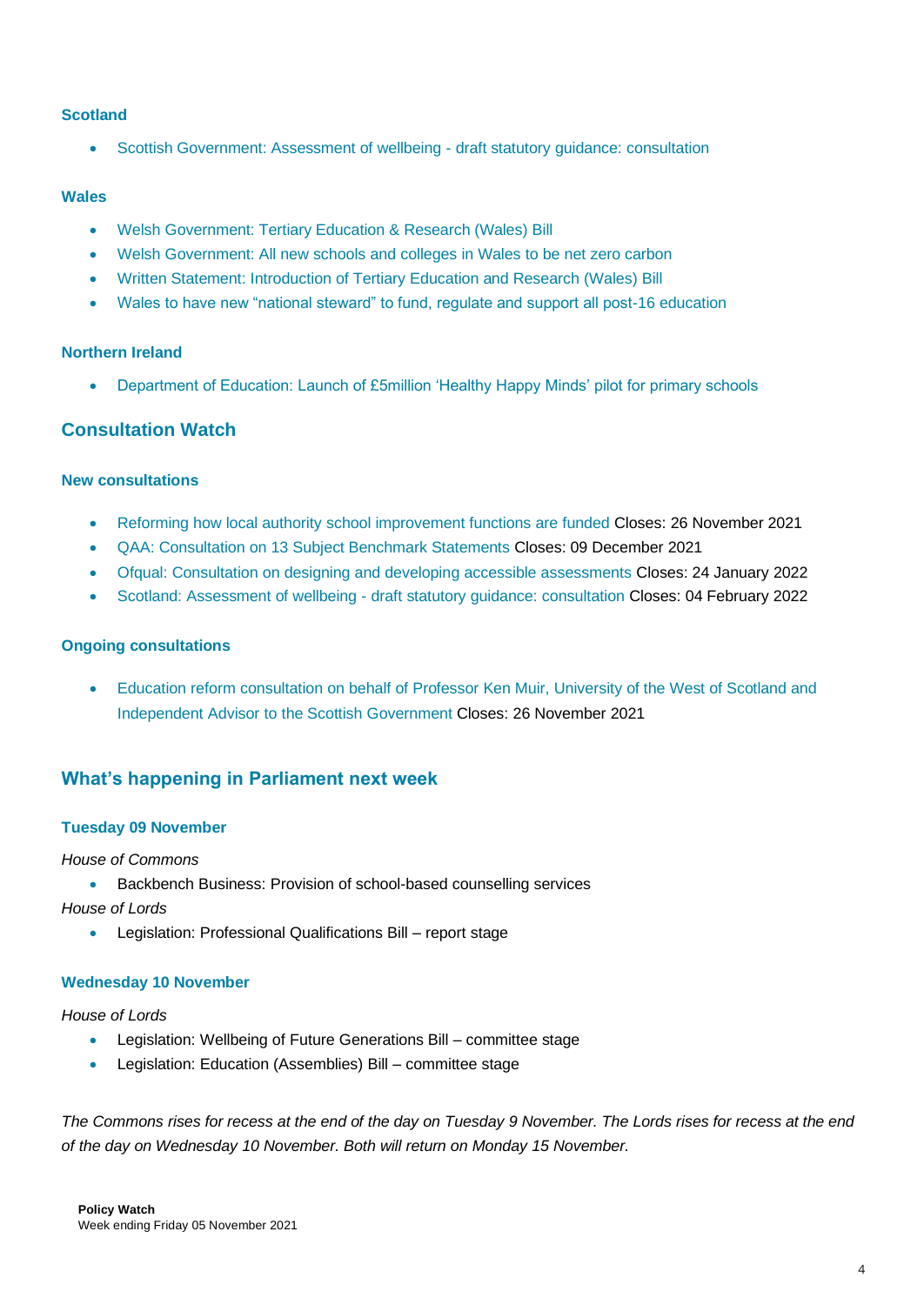### Scotland

- Scottish Government: Assessment of wellbeing - draft statutory guidance: consultation

### Wales

- Welsh Government: Tertiary Education & Research (Wales) Bill
- Welsh Government: All new schools and colleges in Wales to be net zero carbon
- Written Statement: Introduction of Tertiary Education and Research (Wales) Bill
- Wales to have new “national steward” to fund, regulate and support all post-16 education

### Northern Ireland

- Department of Education: Launch of £5million ‘Healthy Happy Minds’ pilot for primary schools

## Consultation Watch

### New consultations

- Reforming how local authority school improvement functions are funded Closes: 26 November 2021
- QAA: Consultation on 13 Subject Benchmark Statements Closes: 09 December 2021
- Ofqual: Consultation on designing and developing accessible assessments Closes: 24 January 2022
- Scotland: Assessment of wellbeing - draft statutory guidance: consultation Closes: 04 February 2022

### Ongoing consultations

- Education reform consultation on behalf of Professor Ken Muir, University of the West of Scotland and Independent Advisor to the Scottish Government Closes: 26 November 2021

## What’s happening in Parliament next week

### Tuesday 09 November

*House of Commons*

- Backbench Business: Provision of school-based counselling services

*House of Lords*

- Legislation: Professional Qualifications Bill – report stage

### Wednesday 10 November

*House of Lords*

- Legislation: Wellbeing of Future Generations Bill – committee stage
- Legislation: Education (Assemblies) Bill – committee stage

*The Commons rises for recess at the end of the day on Tuesday 9 November. The Lords rises for recess at the end of the day on Wednesday 10 November. Both will return on Monday 15 November.*